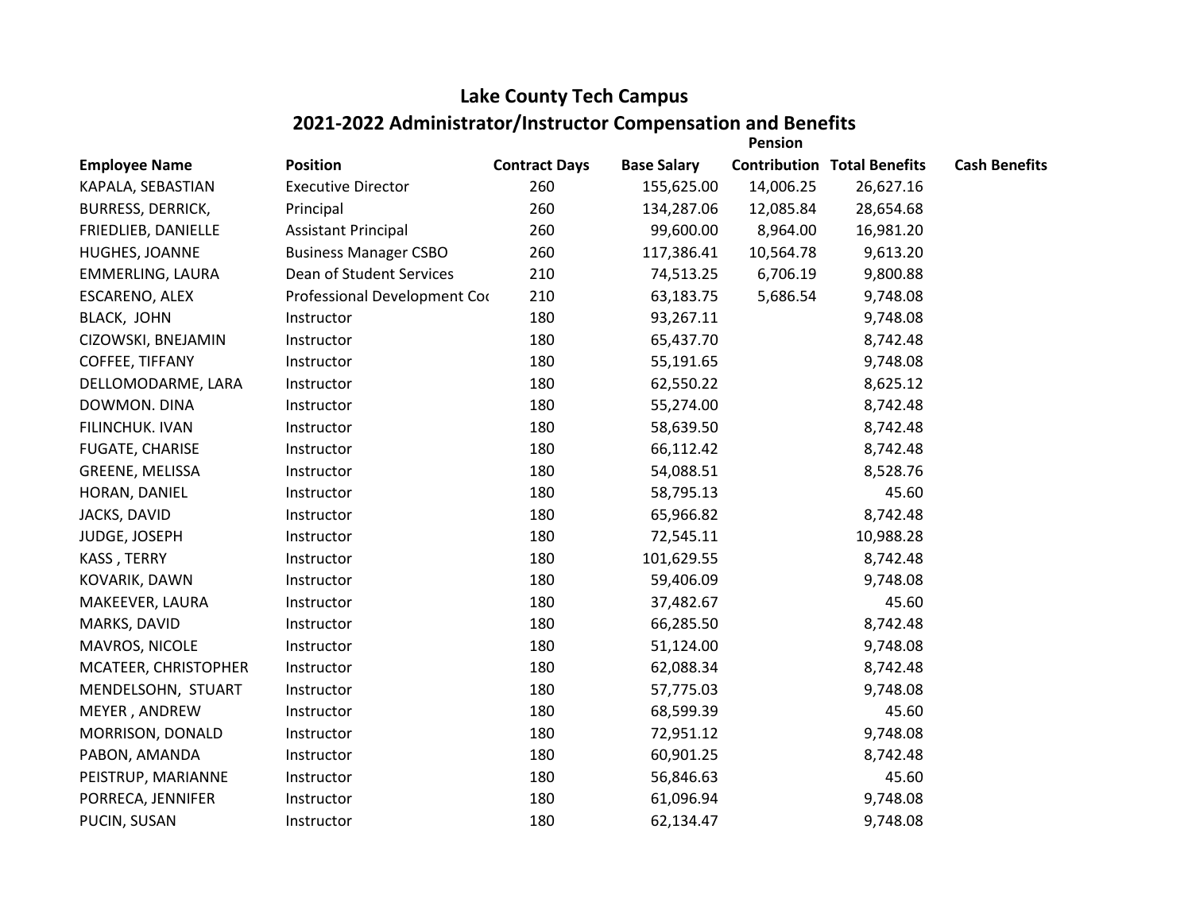# Lake County Tech Campus

## 2021-2022 Administrator/Instructor Compensation and Benefits

| Employee Name | Position | Contract Days | Base Salary | Pension Contribution | Total Benefits | Cash Benefits |
|---|---|---|---|---|---|---|
| KAPALA, SEBASTIAN | Executive Director | 260 | 155,625.00 | 14,006.25 | 26,627.16 | |
| BURRESS, DERRICK, | Principal | 260 | 134,287.06 | 12,085.84 | 28,654.68 | |
| FRIEDLIEB, DANIELLE | Assistant Principal | 260 | 99,600.00 | 8,964.00 | 16,981.20 | |
| HUGHES, JOANNE | Business Manager CSBO | 260 | 117,386.41 | 10,564.78 | 9,613.20 | |
| EMMERLING, LAURA | Dean of Student Services | 210 | 74,513.25 | 6,706.19 | 9,800.88 | |
| ESCARENO, ALEX | Professional Development Coo | 210 | 63,183.75 | 5,686.54 | 9,748.08 | |
| BLACK, JOHN | Instructor | 180 | 93,267.11 | | 9,748.08 | |
| CIZOWSKI, BNEJAMIN | Instructor | 180 | 65,437.70 | | 8,742.48 | |
| COFFEE, TIFFANY | Instructor | 180 | 55,191.65 | | 9,748.08 | |
| DELLOMODARME, LARA | Instructor | 180 | 62,550.22 | | 8,625.12 | |
| DOWMON. DINA | Instructor | 180 | 55,274.00 | | 8,742.48 | |
| FILINCHUK. IVAN | Instructor | 180 | 58,639.50 | | 8,742.48 | |
| FUGATE, CHARISE | Instructor | 180 | 66,112.42 | | 8,742.48 | |
| GREENE, MELISSA | Instructor | 180 | 54,088.51 | | 8,528.76 | |
| HORAN, DANIEL | Instructor | 180 | 58,795.13 | | 45.60 | |
| JACKS, DAVID | Instructor | 180 | 65,966.82 | | 8,742.48 | |
| JUDGE, JOSEPH | Instructor | 180 | 72,545.11 | | 10,988.28 | |
| KASS , TERRY | Instructor | 180 | 101,629.55 | | 8,742.48 | |
| KOVARIK, DAWN | Instructor | 180 | 59,406.09 | | 9,748.08 | |
| MAKEEVER, LAURA | Instructor | 180 | 37,482.67 | | 45.60 | |
| MARKS, DAVID | Instructor | 180 | 66,285.50 | | 8,742.48 | |
| MAVROS, NICOLE | Instructor | 180 | 51,124.00 | | 9,748.08 | |
| MCATEER, CHRISTOPHER | Instructor | 180 | 62,088.34 | | 8,742.48 | |
| MENDELSOHN, STUART | Instructor | 180 | 57,775.03 | | 9,748.08 | |
| MEYER , ANDREW | Instructor | 180 | 68,599.39 | | 45.60 | |
| MORRISON, DONALD | Instructor | 180 | 72,951.12 | | 9,748.08 | |
| PABON, AMANDA | Instructor | 180 | 60,901.25 | | 8,742.48 | |
| PEISTRUP, MARIANNE | Instructor | 180 | 56,846.63 | | 45.60 | |
| PORRECA, JENNIFER | Instructor | 180 | 61,096.94 | | 9,748.08 | |
| PUCIN, SUSAN | Instructor | 180 | 62,134.47 | | 9,748.08 | |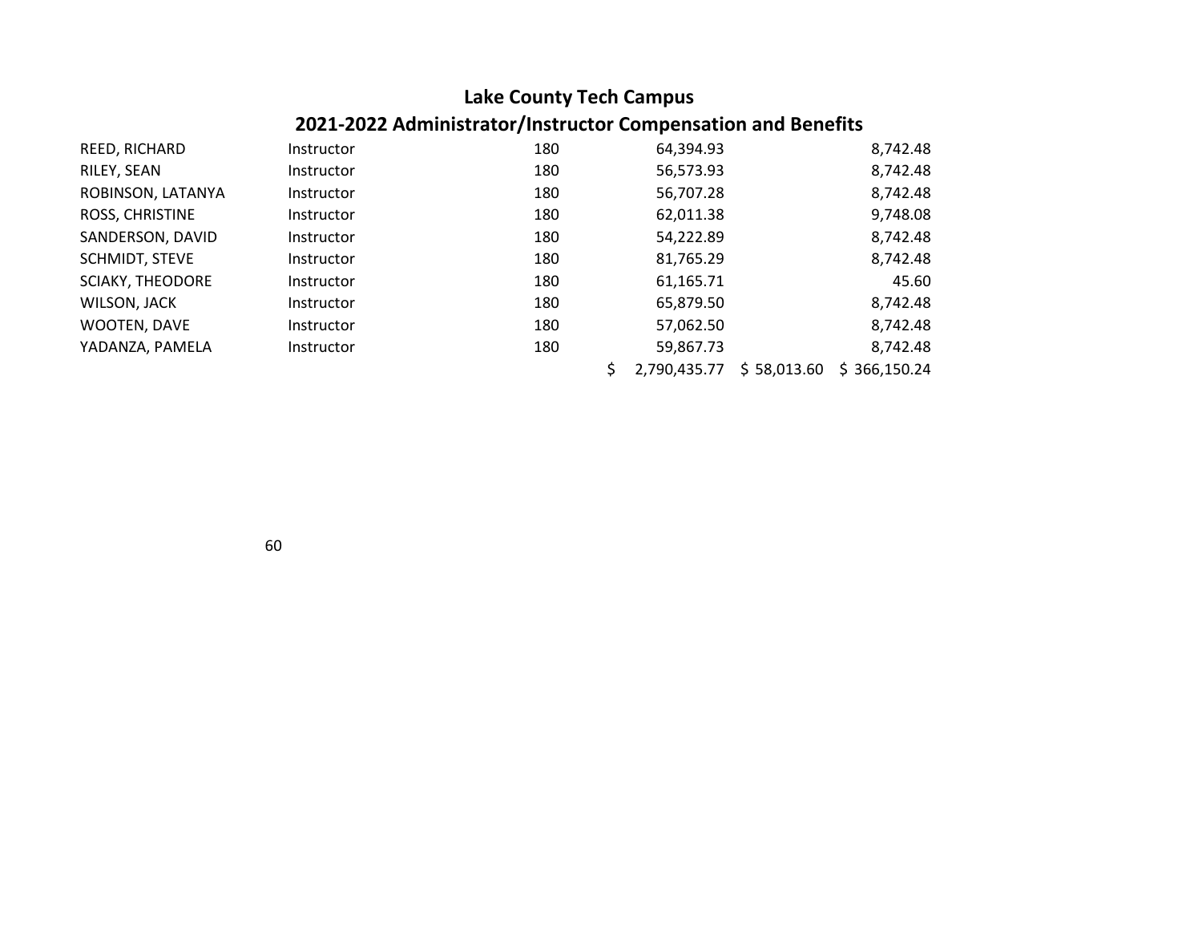## Lake County Tech Campus

## 2021-2022 Administrator/Instructor Compensation and Benefits

| | | | | | |
|---|---|---|---|---|---|
| REED, RICHARD | Instructor | 180 | 64,394.93 | | 8,742.48 |
| RILEY, SEAN | Instructor | 180 | 56,573.93 | | 8,742.48 |
| ROBINSON, LATANYA | Instructor | 180 | 56,707.28 | | 8,742.48 |
| ROSS, CHRISTINE | Instructor | 180 | 62,011.38 | | 9,748.08 |
| SANDERSON, DAVID | Instructor | 180 | 54,222.89 | | 8,742.48 |
| SCHMIDT, STEVE | Instructor | 180 | 81,765.29 | | 8,742.48 |
| SCIAKY, THEODORE | Instructor | 180 | 61,165.71 | | 45.60 |
| WILSON, JACK | Instructor | 180 | 65,879.50 | | 8,742.48 |
| WOOTEN, DAVE | Instructor | 180 | 57,062.50 | | 8,742.48 |
| YADANZA, PAMELA | Instructor | 180 | 59,867.73 | | 8,742.48 |
| | | | $ 2,790,435.77 | $ 58,013.60 | $ 366,150.24 |

60